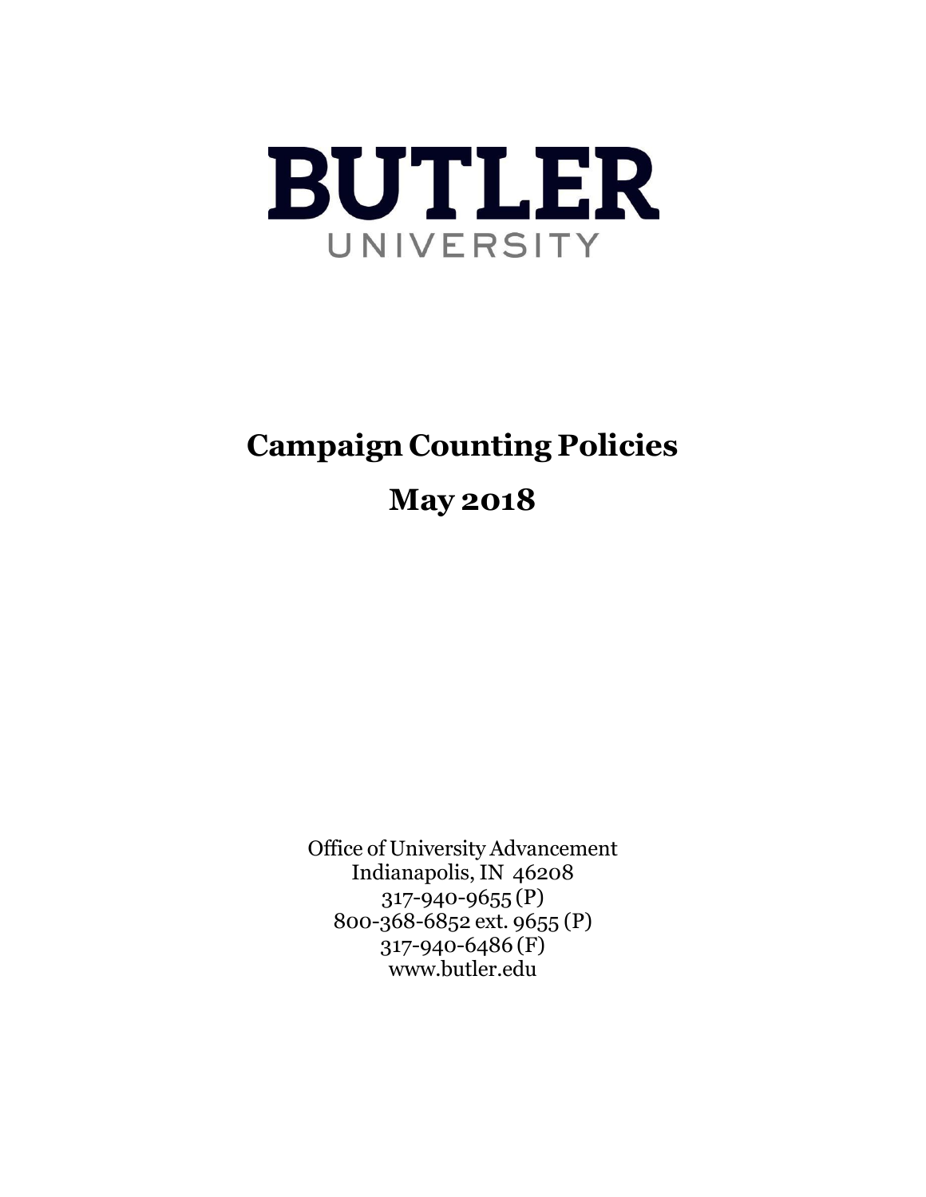# BUTLER

UNIVERSITY

# Campaign Counting Policies

## May 2018

Office of University Advancement
Indianapolis, IN 46208
317-940-9655 (P)
800-368-6852 ext. 9655 (P)
317-940-6486 (F)
www.butler.edu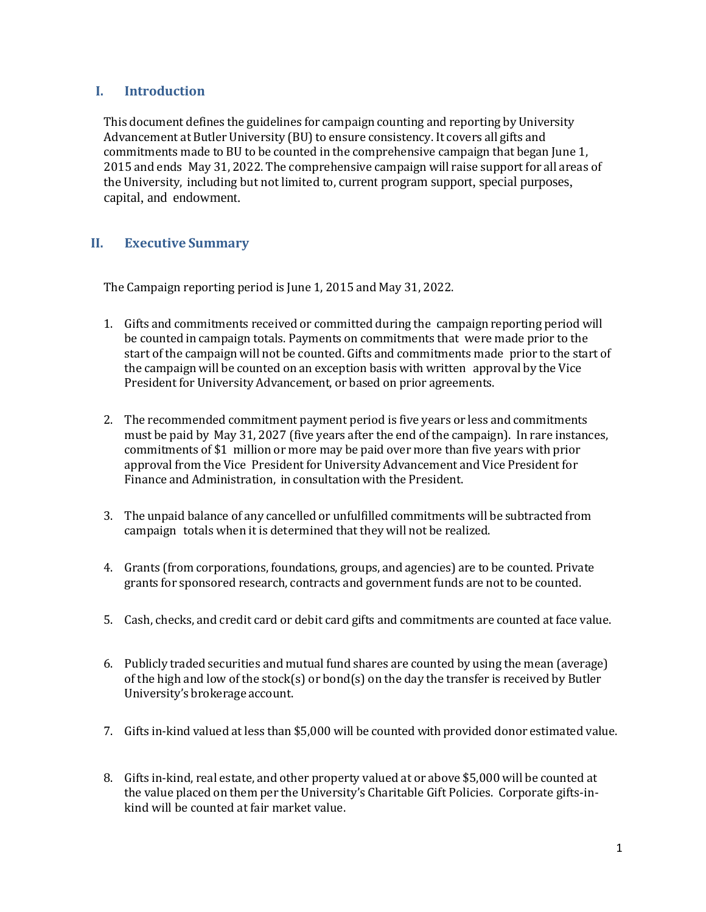## I. Introduction

This document defines the guidelines for campaign counting and reporting by University Advancement at Butler University (BU) to ensure consistency. It covers all gifts and commitments made to BU to be counted in the comprehensive campaign that began June 1, 2015 and ends May 31, 2022. The comprehensive campaign will raise support for all areas of the University, including but not limited to, current program support, special purposes, capital, and endowment.

## II. Executive Summary

The Campaign reporting period is June 1, 2015 and May 31, 2022.

1. Gifts and commitments received or committed during the campaign reporting period will be counted in campaign totals. Payments on commitments that were made prior to the start of the campaign will not be counted. Gifts and commitments made prior to the start of the campaign will be counted on an exception basis with written approval by the Vice President for University Advancement, or based on prior agreements.

2. The recommended commitment payment period is five years or less and commitments must be paid by May 31, 2027 (five years after the end of the campaign). In rare instances, commitments of $1 million or more may be paid over more than five years with prior approval from the Vice President for University Advancement and Vice President for Finance and Administration, in consultation with the President.

3. The unpaid balance of any cancelled or unfulfilled commitments will be subtracted from campaign totals when it is determined that they will not be realized.

4. Grants (from corporations, foundations, groups, and agencies) are to be counted. Private grants for sponsored research, contracts and government funds are not to be counted.

5. Cash, checks, and credit card or debit card gifts and commitments are counted at face value.

6. Publicly traded securities and mutual fund shares are counted by using the mean (average) of the high and low of the stock(s) or bond(s) on the day the transfer is received by Butler University's brokerage account.

7. Gifts in-kind valued at less than $5,000 will be counted with provided donor estimated value.

8. Gifts in-kind, real estate, and other property valued at or above $5,000 will be counted at the value placed on them per the University's Charitable Gift Policies. Corporate gifts-in-kind will be counted at fair market value.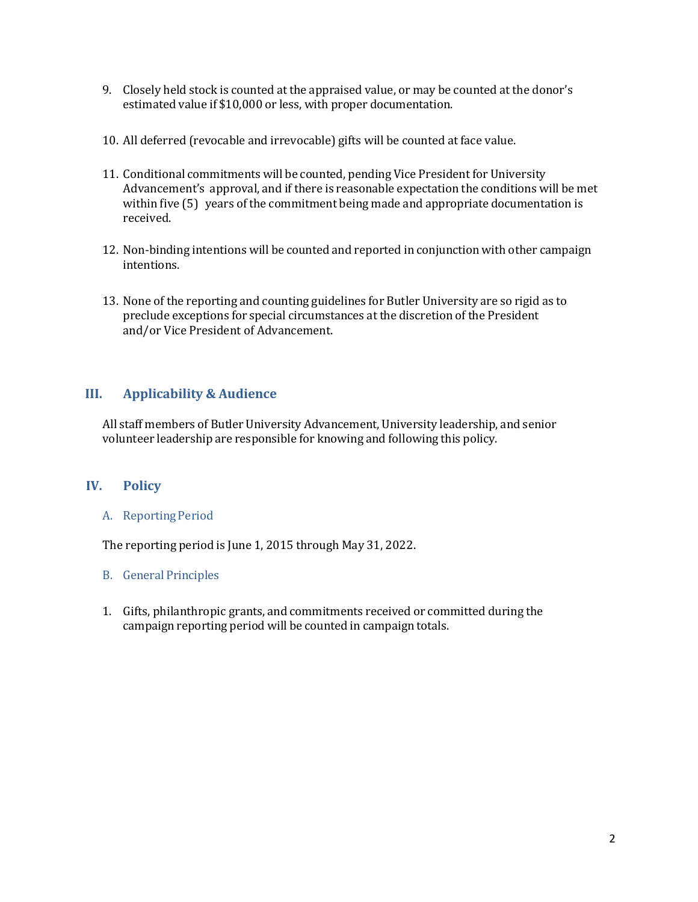9. Closely held stock is counted at the appraised value, or may be counted at the donor's estimated value if $10,000 or less, with proper documentation.

10. All deferred (revocable and irrevocable) gifts will be counted at face value.

11. Conditional commitments will be counted, pending Vice President for University Advancement's approval, and if there is reasonable expectation the conditions will be met within five (5) years of the commitment being made and appropriate documentation is received.

12. Non-binding intentions will be counted and reported in conjunction with other campaign intentions.

13. None of the reporting and counting guidelines for Butler University are so rigid as to preclude exceptions for special circumstances at the discretion of the President and/or Vice President of Advancement.

## III. Applicability & Audience

All staff members of Butler University Advancement, University leadership, and senior volunteer leadership are responsible for knowing and following this policy.

## IV. Policy

### A. Reporting Period

The reporting period is June 1, 2015 through May 31, 2022.

### B. General Principles

1. Gifts, philanthropic grants, and commitments received or committed during the campaign reporting period will be counted in campaign totals.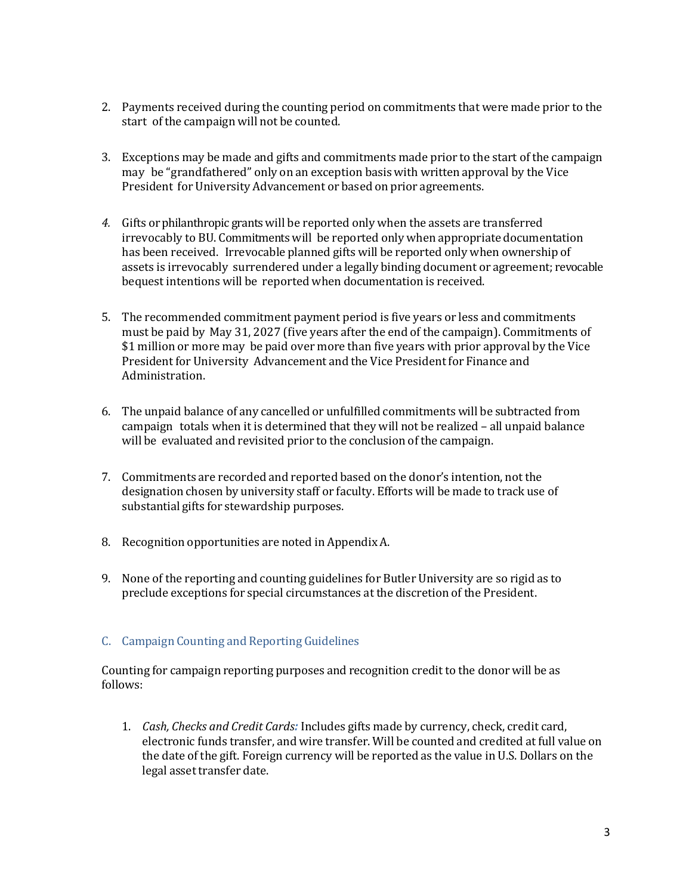2. Payments received during the counting period on commitments that were made prior to the start of the campaign will not be counted.

3. Exceptions may be made and gifts and commitments made prior to the start of the campaign may be "grandfathered" only on an exception basis with written approval by the Vice President for University Advancement or based on prior agreements.

4. Gifts or philanthropic grants will be reported only when the assets are transferred irrevocably to BU. Commitments will be reported only when appropriate documentation has been received. Irrevocable planned gifts will be reported only when ownership of assets is irrevocably surrendered under a legally binding document or agreement; revocable bequest intentions will be reported when documentation is received.

5. The recommended commitment payment period is five years or less and commitments must be paid by May 31, 2027 (five years after the end of the campaign). Commitments of $1 million or more may be paid over more than five years with prior approval by the Vice President for University Advancement and the Vice President for Finance and Administration.

6. The unpaid balance of any cancelled or unfulfilled commitments will be subtracted from campaign totals when it is determined that they will not be realized – all unpaid balance will be evaluated and revisited prior to the conclusion of the campaign.

7. Commitments are recorded and reported based on the donor's intention, not the designation chosen by university staff or faculty. Efforts will be made to track use of substantial gifts for stewardship purposes.

8. Recognition opportunities are noted in Appendix A.

9. None of the reporting and counting guidelines for Butler University are so rigid as to preclude exceptions for special circumstances at the discretion of the President.

### C. Campaign Counting and Reporting Guidelines

Counting for campaign reporting purposes and recognition credit to the donor will be as follows:

1. *Cash, Checks and Credit Cards:* Includes gifts made by currency, check, credit card, electronic funds transfer, and wire transfer. Will be counted and credited at full value on the date of the gift. Foreign currency will be reported as the value in U.S. Dollars on the legal asset transfer date.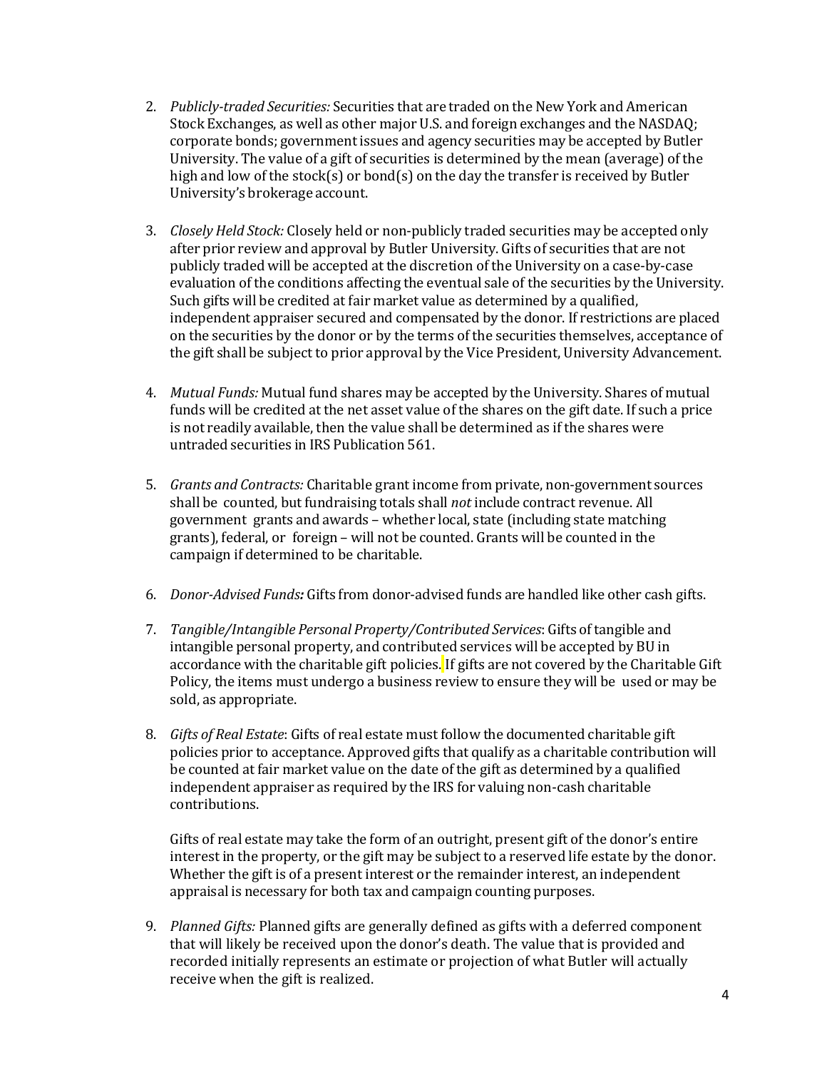2. *Publicly-traded Securities:* Securities that are traded on the New York and American Stock Exchanges, as well as other major U.S. and foreign exchanges and the NASDAQ; corporate bonds; government issues and agency securities may be accepted by Butler University. The value of a gift of securities is determined by the mean (average) of the high and low of the stock(s) or bond(s) on the day the transfer is received by Butler University's brokerage account.

3. *Closely Held Stock:* Closely held or non-publicly traded securities may be accepted only after prior review and approval by Butler University. Gifts of securities that are not publicly traded will be accepted at the discretion of the University on a case-by-case evaluation of the conditions affecting the eventual sale of the securities by the University. Such gifts will be credited at fair market value as determined by a qualified, independent appraiser secured and compensated by the donor. If restrictions are placed on the securities by the donor or by the terms of the securities themselves, acceptance of the gift shall be subject to prior approval by the Vice President, University Advancement.

4. *Mutual Funds:* Mutual fund shares may be accepted by the University. Shares of mutual funds will be credited at the net asset value of the shares on the gift date. If such a price is not readily available, then the value shall be determined as if the shares were untraded securities in IRS Publication 561.

5. *Grants and Contracts:* Charitable grant income from private, non-government sources shall be counted, but fundraising totals shall *not* include contract revenue. All government grants and awards – whether local, state (including state matching grants), federal, or foreign – will not be counted. Grants will be counted in the campaign if determined to be charitable.

6. *Donor-Advised Funds:* Gifts from donor-advised funds are handled like other cash gifts.

7. *Tangible/Intangible Personal Property/Contributed Services*: Gifts of tangible and intangible personal property, and contributed services will be accepted by BU in accordance with the charitable gift policies. If gifts are not covered by the Charitable Gift Policy, the items must undergo a business review to ensure they will be used or may be sold, as appropriate.

8. *Gifts of Real Estate*: Gifts of real estate must follow the documented charitable gift policies prior to acceptance. Approved gifts that qualify as a charitable contribution will be counted at fair market value on the date of the gift as determined by a qualified independent appraiser as required by the IRS for valuing non-cash charitable contributions.

   Gifts of real estate may take the form of an outright, present gift of the donor's entire interest in the property, or the gift may be subject to a reserved life estate by the donor. Whether the gift is of a present interest or the remainder interest, an independent appraisal is necessary for both tax and campaign counting purposes.

9. *Planned Gifts:* Planned gifts are generally defined as gifts with a deferred component that will likely be received upon the donor's death. The value that is provided and recorded initially represents an estimate or projection of what Butler will actually receive when the gift is realized.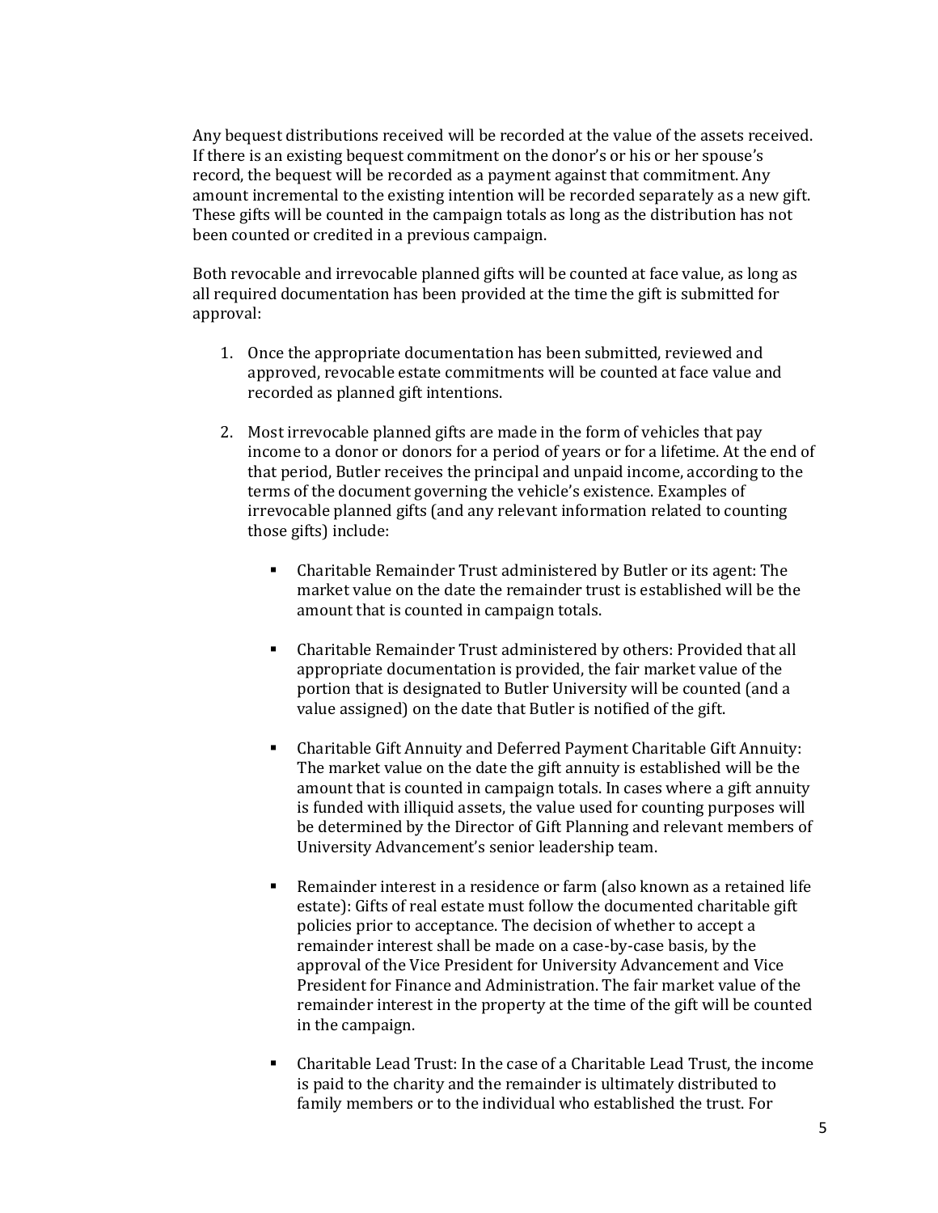Any bequest distributions received will be recorded at the value of the assets received. If there is an existing bequest commitment on the donor's or his or her spouse's record, the bequest will be recorded as a payment against that commitment. Any amount incremental to the existing intention will be recorded separately as a new gift. These gifts will be counted in the campaign totals as long as the distribution has not been counted or credited in a previous campaign.

Both revocable and irrevocable planned gifts will be counted at face value, as long as all required documentation has been provided at the time the gift is submitted for approval:

1. Once the appropriate documentation has been submitted, reviewed and approved, revocable estate commitments will be counted at face value and recorded as planned gift intentions.

2. Most irrevocable planned gifts are made in the form of vehicles that pay income to a donor or donors for a period of years or for a lifetime. At the end of that period, Butler receives the principal and unpaid income, according to the terms of the document governing the vehicle's existence. Examples of irrevocable planned gifts (and any relevant information related to counting those gifts) include:

    - Charitable Remainder Trust administered by Butler or its agent: The market value on the date the remainder trust is established will be the amount that is counted in campaign totals.

    - Charitable Remainder Trust administered by others: Provided that all appropriate documentation is provided, the fair market value of the portion that is designated to Butler University will be counted (and a value assigned) on the date that Butler is notified of the gift.

    - Charitable Gift Annuity and Deferred Payment Charitable Gift Annuity: The market value on the date the gift annuity is established will be the amount that is counted in campaign totals. In cases where a gift annuity is funded with illiquid assets, the value used for counting purposes will be determined by the Director of Gift Planning and relevant members of University Advancement's senior leadership team.

    - Remainder interest in a residence or farm (also known as a retained life estate): Gifts of real estate must follow the documented charitable gift policies prior to acceptance. The decision of whether to accept a remainder interest shall be made on a case-by-case basis, by the approval of the Vice President for University Advancement and Vice President for Finance and Administration. The fair market value of the remainder interest in the property at the time of the gift will be counted in the campaign.

    - Charitable Lead Trust: In the case of a Charitable Lead Trust, the income is paid to the charity and the remainder is ultimately distributed to family members or to the individual who established the trust. For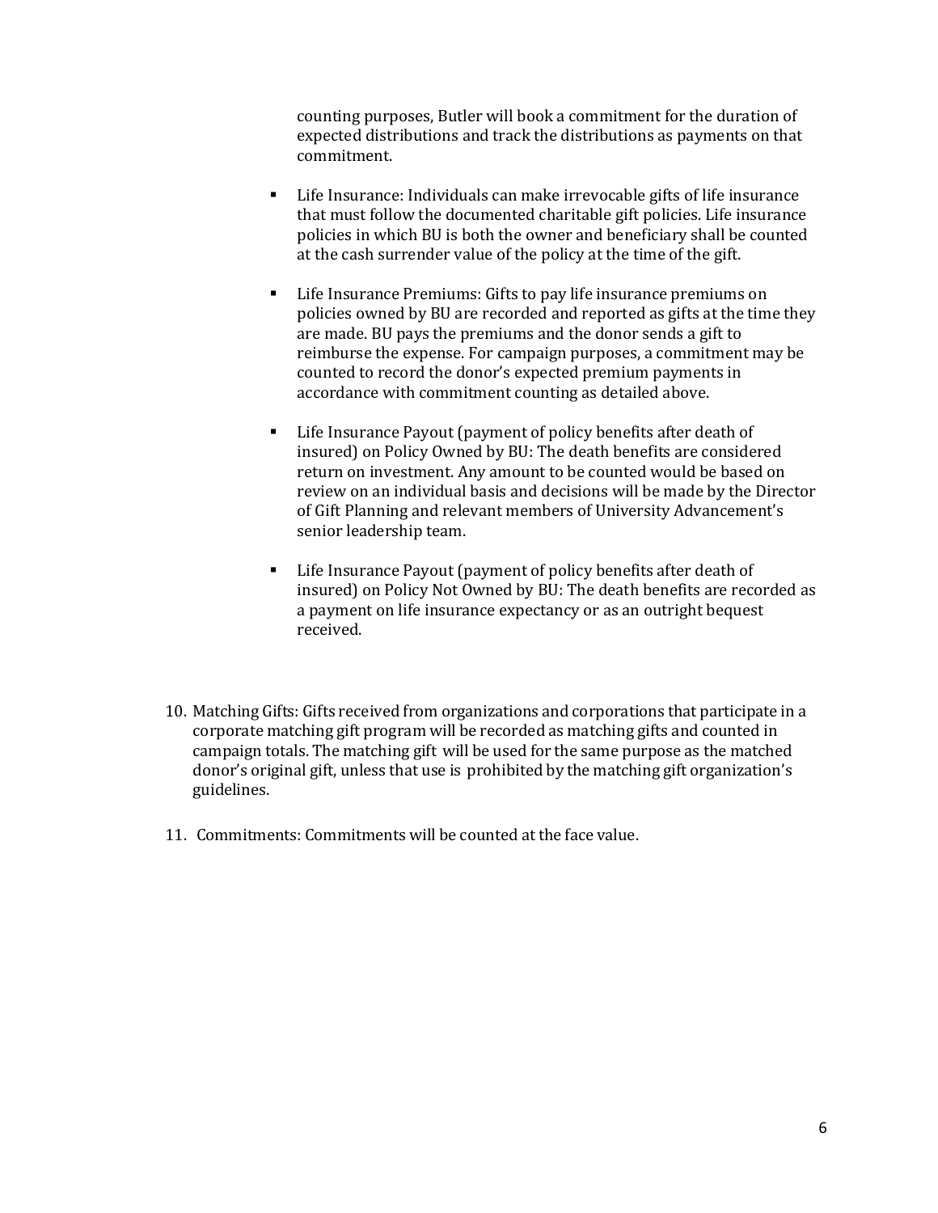counting purposes, Butler will book a commitment for the duration of expected distributions and track the distributions as payments on that commitment.

- Life Insurance: Individuals can make irrevocable gifts of life insurance that must follow the documented charitable gift policies. Life insurance policies in which BU is both the owner and beneficiary shall be counted at the cash surrender value of the policy at the time of the gift.

- Life Insurance Premiums: Gifts to pay life insurance premiums on policies owned by BU are recorded and reported as gifts at the time they are made. BU pays the premiums and the donor sends a gift to reimburse the expense. For campaign purposes, a commitment may be counted to record the donor's expected premium payments in accordance with commitment counting as detailed above.

- Life Insurance Payout (payment of policy benefits after death of insured) on Policy Owned by BU: The death benefits are considered return on investment. Any amount to be counted would be based on review on an individual basis and decisions will be made by the Director of Gift Planning and relevant members of University Advancement's senior leadership team.

- Life Insurance Payout (payment of policy benefits after death of insured) on Policy Not Owned by BU: The death benefits are recorded as a payment on life insurance expectancy or as an outright bequest received.

10. Matching Gifts: Gifts received from organizations and corporations that participate in a corporate matching gift program will be recorded as matching gifts and counted in campaign totals. The matching gift will be used for the same purpose as the matched donor's original gift, unless that use is prohibited by the matching gift organization's guidelines.

11. Commitments: Commitments will be counted at the face value.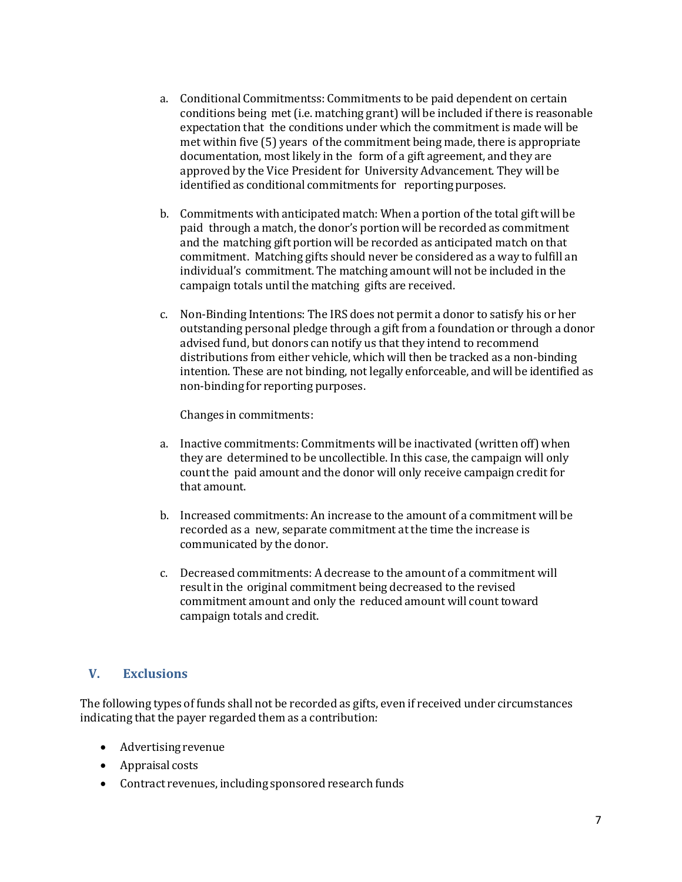a. Conditional Commitmentss: Commitments to be paid dependent on certain conditions being met (i.e. matching grant) will be included if there is reasonable expectation that the conditions under which the commitment is made will be met within five (5) years of the commitment being made, there is appropriate documentation, most likely in the form of a gift agreement, and they are approved by the Vice President for University Advancement. They will be identified as conditional commitments for reporting purposes.

b. Commitments with anticipated match: When a portion of the total gift will be paid through a match, the donor's portion will be recorded as commitment and the matching gift portion will be recorded as anticipated match on that commitment. Matching gifts should never be considered as a way to fulfill an individual's commitment. The matching amount will not be included in the campaign totals until the matching gifts are received.

c. Non-Binding Intentions: The IRS does not permit a donor to satisfy his or her outstanding personal pledge through a gift from a foundation or through a donor advised fund, but donors can notify us that they intend to recommend distributions from either vehicle, which will then be tracked as a non-binding intention. These are not binding, not legally enforceable, and will be identified as non-binding for reporting purposes.

Changes in commitments:

a. Inactive commitments: Commitments will be inactivated (written off) when they are determined to be uncollectible. In this case, the campaign will only count the paid amount and the donor will only receive campaign credit for that amount.

b. Increased commitments: An increase to the amount of a commitment will be recorded as a new, separate commitment at the time the increase is communicated by the donor.

c. Decreased commitments: A decrease to the amount of a commitment will result in the original commitment being decreased to the revised commitment amount and only the reduced amount will count toward campaign totals and credit.

## V. Exclusions

The following types of funds shall not be recorded as gifts, even if received under circumstances indicating that the payer regarded them as a contribution:

- Advertising revenue
- Appraisal costs
- Contract revenues, including sponsored research funds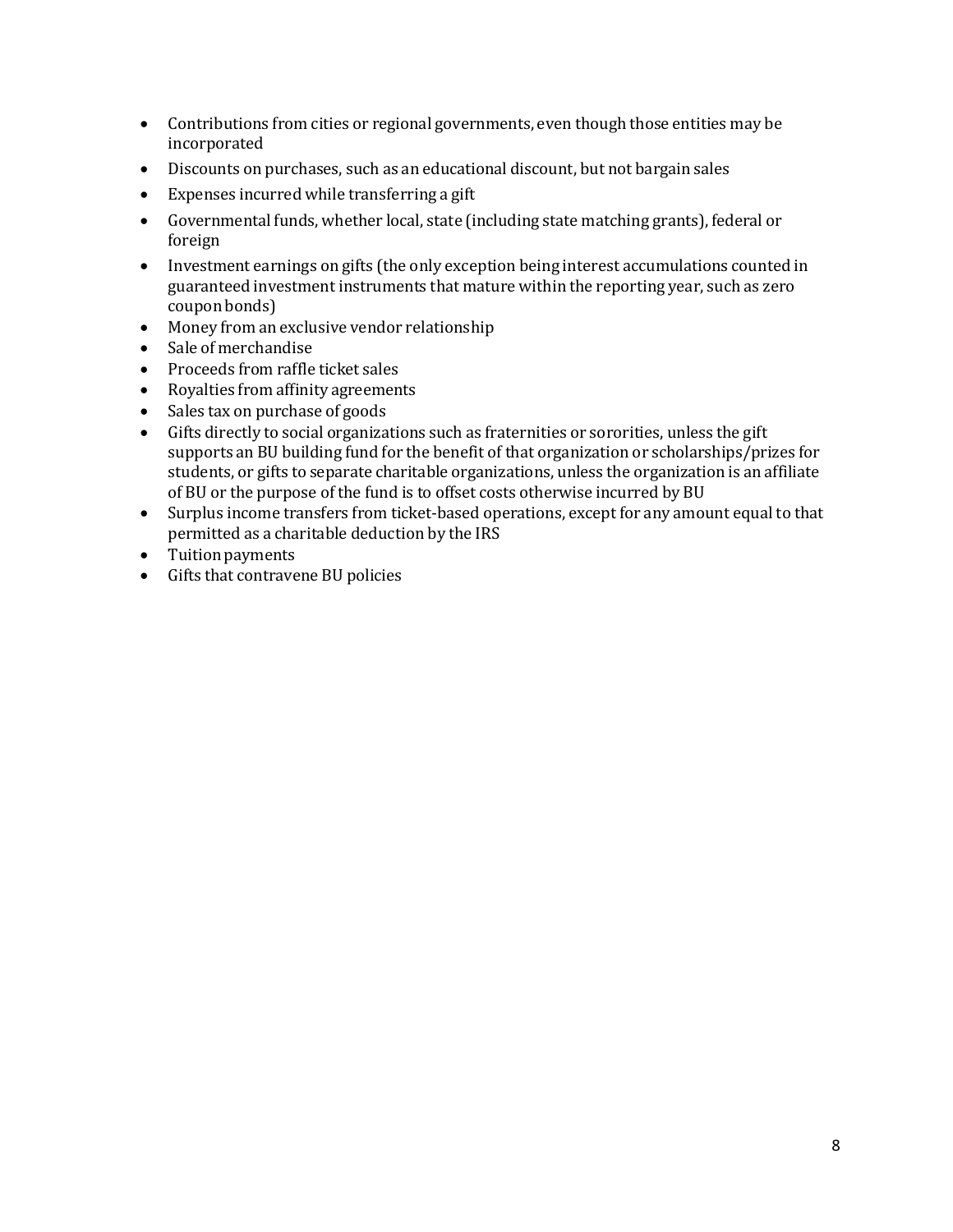- Contributions from cities or regional governments, even though those entities may be incorporated
- Discounts on purchases, such as an educational discount, but not bargain sales
- Expenses incurred while transferring a gift
- Governmental funds, whether local, state (including state matching grants), federal or foreign
- Investment earnings on gifts (the only exception being interest accumulations counted in guaranteed investment instruments that mature within the reporting year, such as zero coupon bonds)
- Money from an exclusive vendor relationship
- Sale of merchandise
- Proceeds from raffle ticket sales
- Royalties from affinity agreements
- Sales tax on purchase of goods
- Gifts directly to social organizations such as fraternities or sororities, unless the gift supports an BU building fund for the benefit of that organization or scholarships/prizes for students, or gifts to separate charitable organizations, unless the organization is an affiliate of BU or the purpose of the fund is to offset costs otherwise incurred by BU
- Surplus income transfers from ticket-based operations, except for any amount equal to that permitted as a charitable deduction by the IRS
- Tuition payments
- Gifts that contravene BU policies